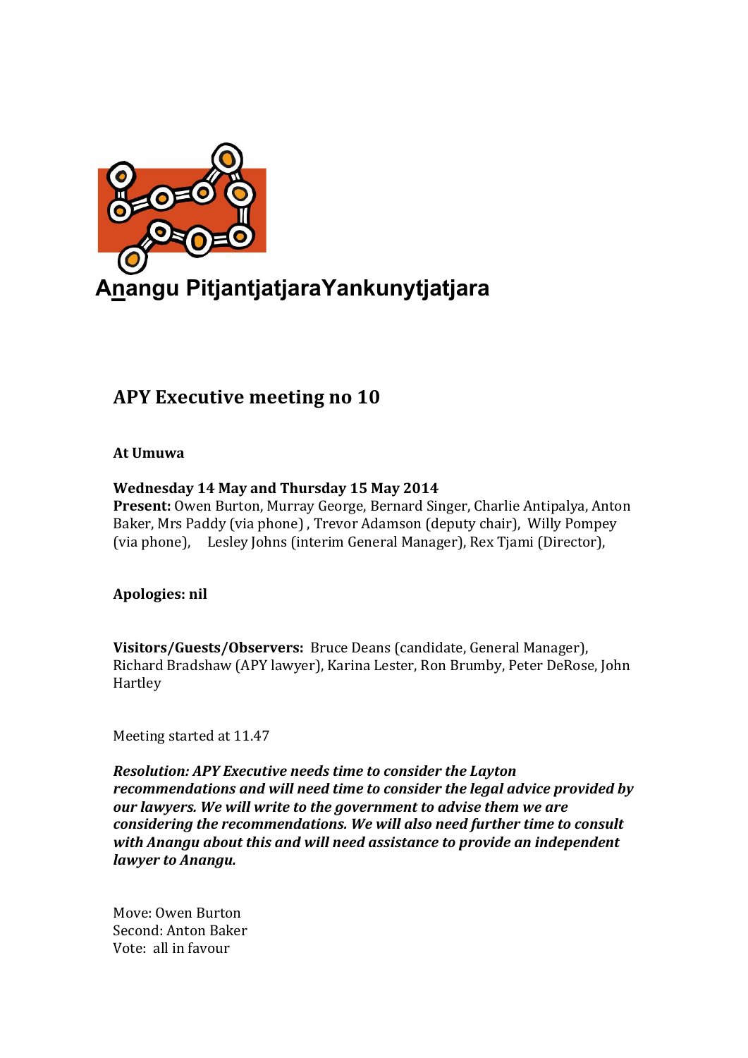Anangu PitjantjatjaraYankunytjatjara

# APY Executive meeting no 10

**At Umuwa**

**Wednesday 14 May and Thursday 15 May 2014**
**Present:** Owen Burton, Murray George, Bernard Singer, Charlie Antipalya, Anton Baker, Mrs Paddy (via phone) , Trevor Adamson (deputy chair), Willy Pompey (via phone), Lesley Johns (interim General Manager), Rex Tjami (Director),

**Apologies: nil**

**Visitors/Guests/Observers:** Bruce Deans (candidate, General Manager), Richard Bradshaw (APY lawyer), Karina Lester, Ron Brumby, Peter DeRose, John Hartley

Meeting started at 11.47

***Resolution: APY Executive needs time to consider the Layton recommendations and will need time to consider the legal advice provided by our lawyers. We will write to the government to advise them we are considering the recommendations. We will also need further time to consult with Anangu about this and will need assistance to provide an independent lawyer to Anangu.***

Move: Owen Burton
Second: Anton Baker
Vote: all in favour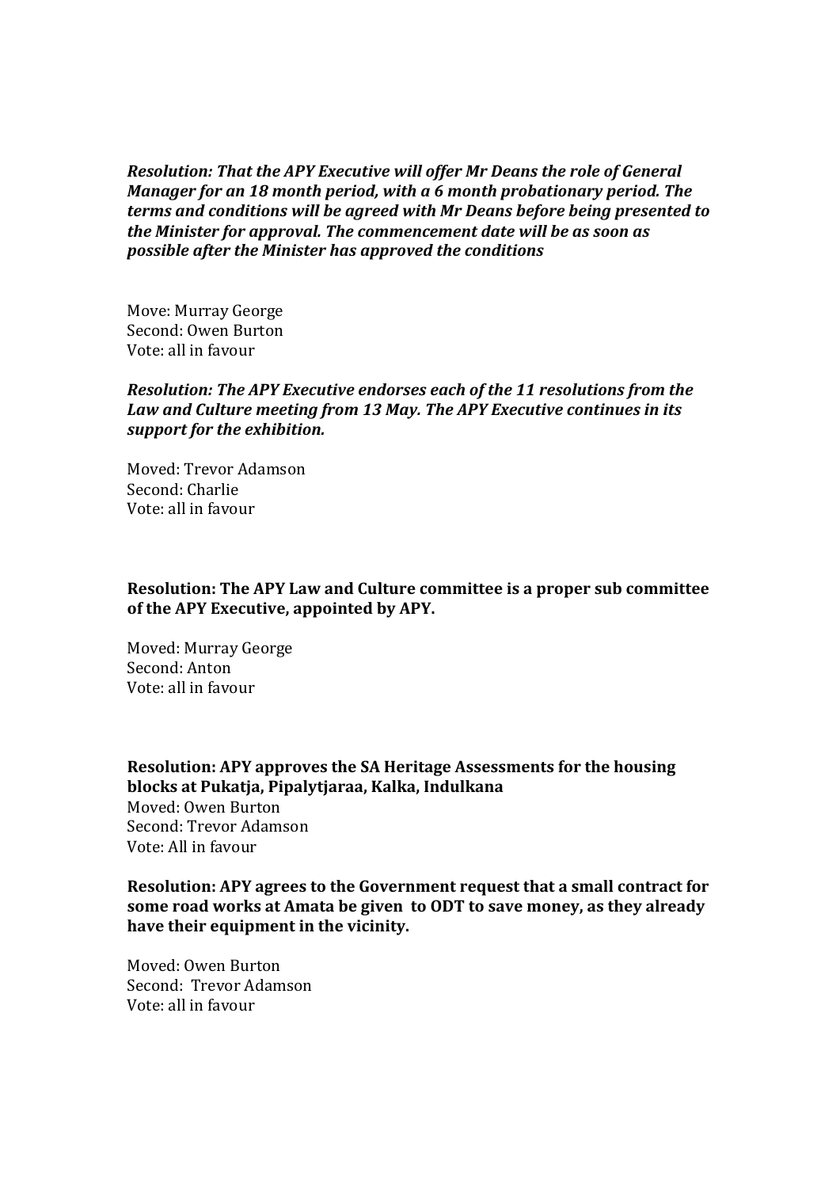***Resolution: That the APY Executive will offer Mr Deans the role of General Manager for an 18 month period, with a 6 month probationary period. The terms and conditions will be agreed with Mr Deans before being presented to the Minister for approval. The commencement date will be as soon as possible after the Minister has approved the conditions***

Move: Murray George
Second: Owen Burton
Vote: all in favour

***Resolution: The APY Executive endorses each of the 11 resolutions from the Law and Culture meeting from 13 May. The APY Executive continues in its support for the exhibition.***

Moved: Trevor Adamson
Second: Charlie
Vote: all in favour

**Resolution: The APY Law and Culture committee is a proper sub committee of the APY Executive, appointed by APY.**

Moved: Murray George
Second: Anton
Vote: all in favour

**Resolution: APY approves the SA Heritage Assessments for the housing blocks at Pukatja, Pipalytjaraa, Kalka, Indulkana**
Moved: Owen Burton
Second: Trevor Adamson
Vote: All in favour

**Resolution: APY agrees to the Government request that a small contract for some road works at Amata be given to ODT to save money, as they already have their equipment in the vicinity.**

Moved: Owen Burton
Second: Trevor Adamson
Vote: all in favour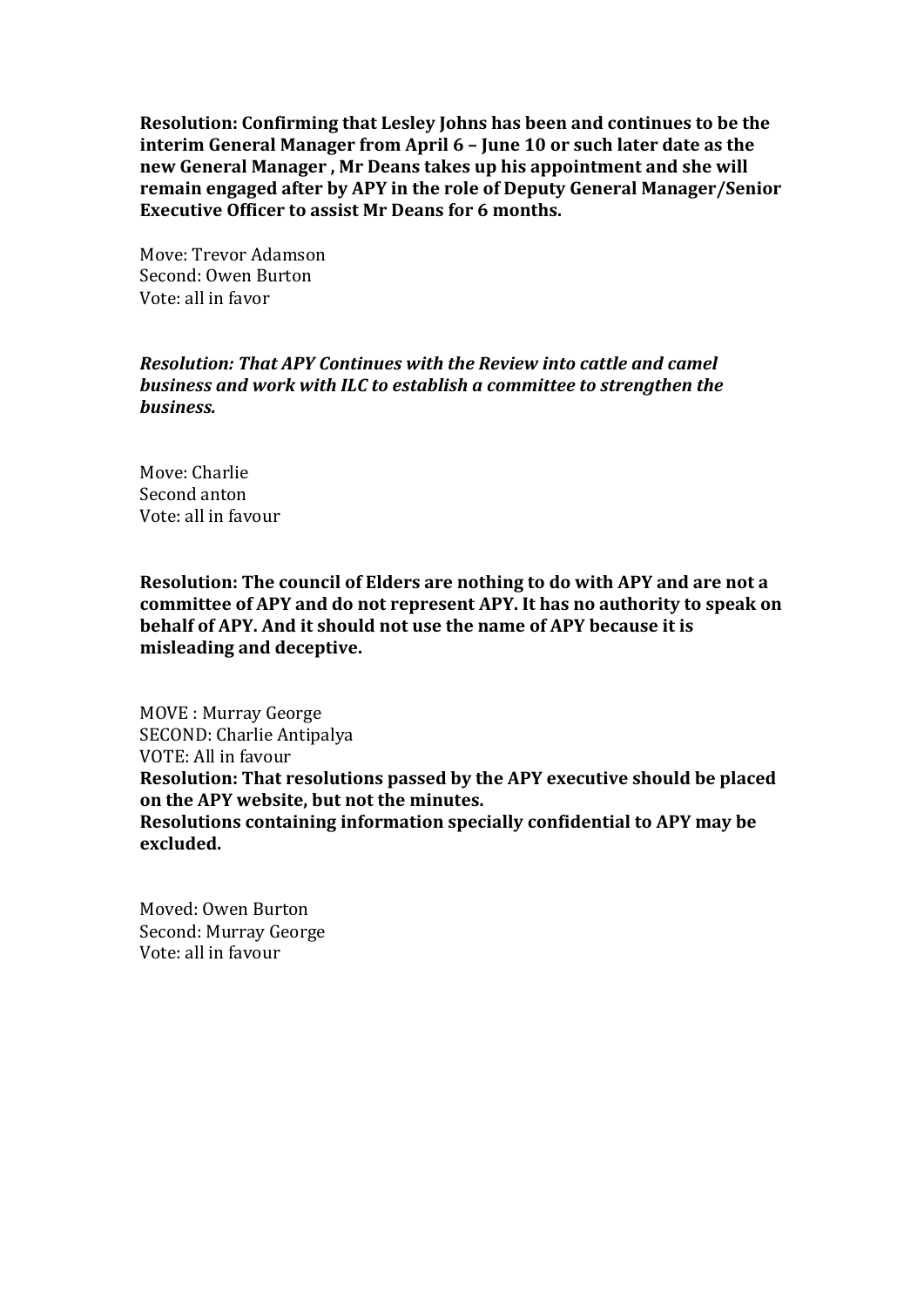**Resolution: Confirming that Lesley Johns has been and continues to be the interim General Manager from April 6 – June 10 or such later date as the new General Manager , Mr Deans takes up his appointment and she will remain engaged after by APY in the role of Deputy General Manager/Senior Executive Officer to assist Mr Deans for 6 months.**

Move: Trevor Adamson  
Second: Owen Burton  
Vote: all in favor

***Resolution: That APY Continues with the Review into cattle and camel business and work with ILC to establish a committee to strengthen the business.***

Move: Charlie  
Second anton  
Vote: all in favour

**Resolution: The council of Elders are nothing to do with APY and are not a committee of APY and do not represent APY. It has no authority to speak on behalf of APY. And it should not use the name of APY because it is misleading and deceptive.**

MOVE : Murray George  
SECOND: Charlie Antipalya  
VOTE: All in favour

**Resolution: That resolutions passed by the APY executive should be placed on the APY website, but not the minutes.**  
**Resolutions containing information specially confidential to APY may be excluded.**

Moved: Owen Burton  
Second: Murray George  
Vote: all in favour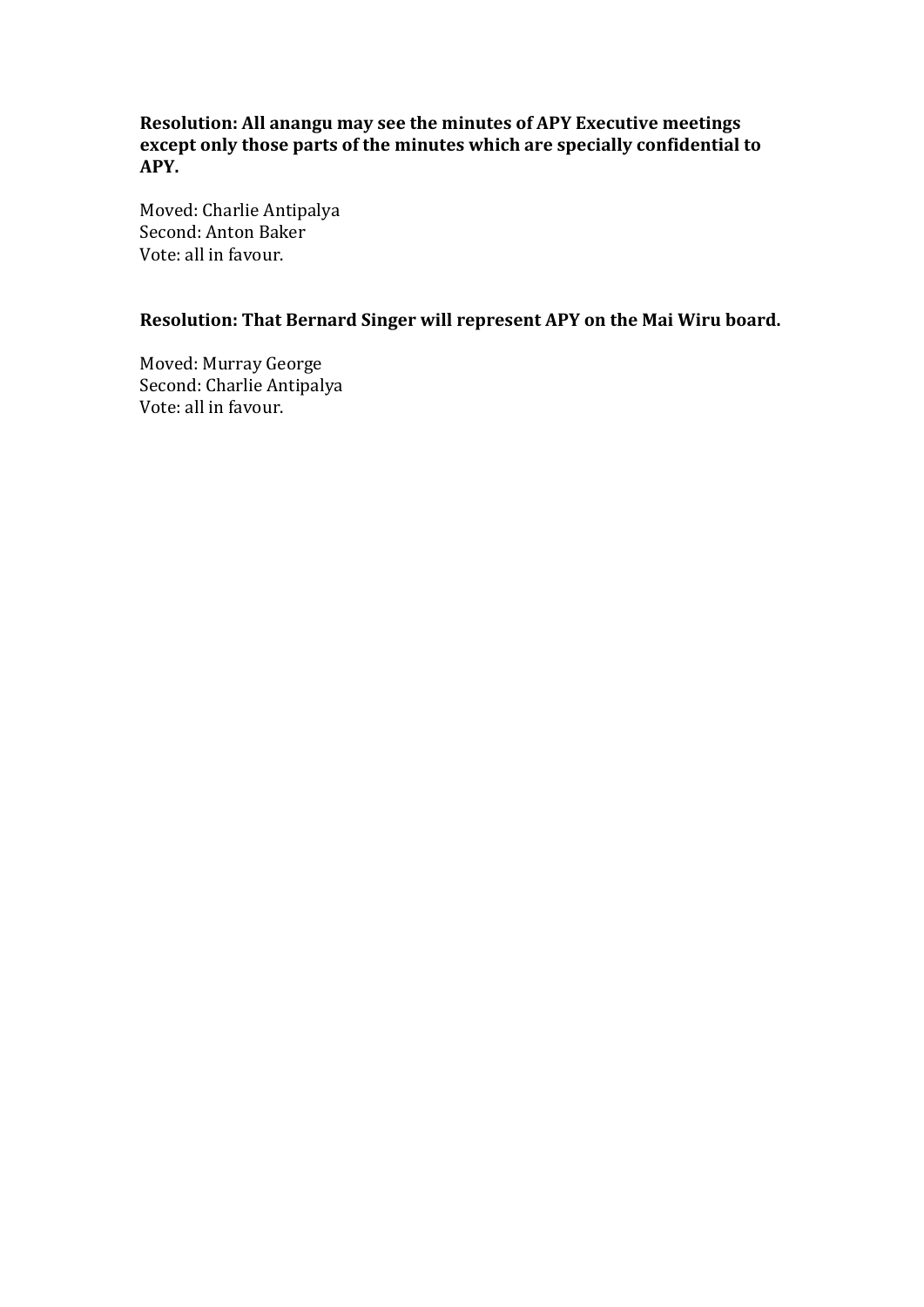**Resolution: All anangu may see the minutes of APY Executive meetings except only those parts of the minutes which are specially confidential to APY.**

Moved: Charlie Antipalya
Second: Anton Baker
Vote: all in favour.

**Resolution: That Bernard Singer will represent APY on the Mai Wiru board.**

Moved: Murray George
Second: Charlie Antipalya
Vote: all in favour.